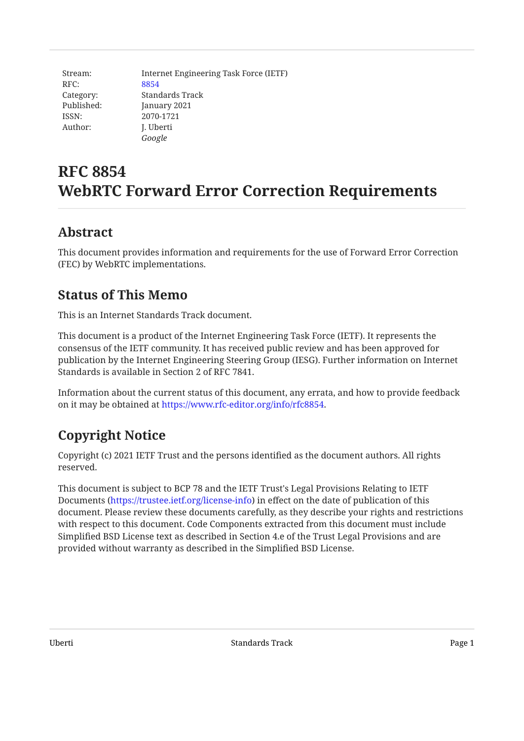| | |
|---|---|
| Stream: | Internet Engineering Task Force (IETF) |
| RFC: | 8854 |
| Category: | Standards Track |
| Published: | January 2021 |
| ISSN: | 2070-1721 |
| Author: | J. Uberti |
| | *Google* |

# RFC 8854
# WebRTC Forward Error Correction Requirements

## Abstract

This document provides information and requirements for the use of Forward Error Correction (FEC) by WebRTC implementations.

## Status of This Memo

This is an Internet Standards Track document.

This document is a product of the Internet Engineering Task Force (IETF). It represents the consensus of the IETF community. It has received public review and has been approved for publication by the Internet Engineering Steering Group (IESG). Further information on Internet Standards is available in Section 2 of RFC 7841.

Information about the current status of this document, any errata, and how to provide feedback on it may be obtained at https://www.rfc-editor.org/info/rfc8854.

## Copyright Notice

Copyright (c) 2021 IETF Trust and the persons identified as the document authors. All rights reserved.

This document is subject to BCP 78 and the IETF Trust's Legal Provisions Relating to IETF Documents (https://trustee.ietf.org/license-info) in effect on the date of publication of this document. Please review these documents carefully, as they describe your rights and restrictions with respect to this document. Code Components extracted from this document must include Simplified BSD License text as described in Section 4.e of the Trust Legal Provisions and are provided without warranty as described in the Simplified BSD License.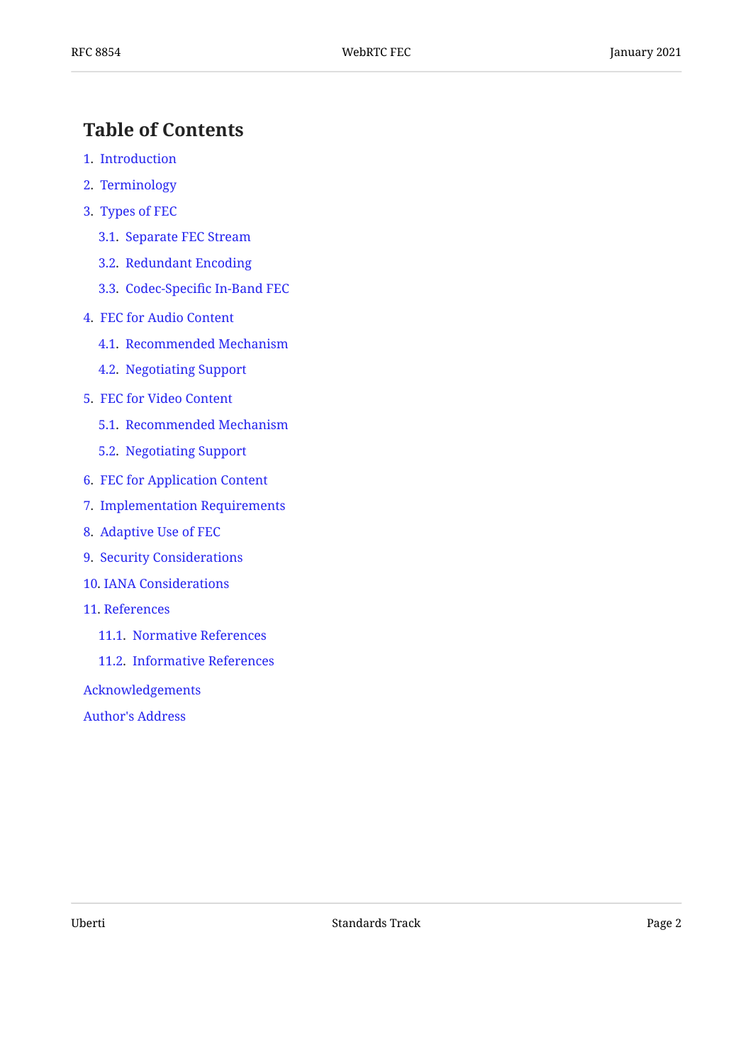## Table of Contents

1. Introduction
2. Terminology
3. Types of FEC
   - 3.1. Separate FEC Stream
   - 3.2. Redundant Encoding
   - 3.3. Codec-Specific In-Band FEC
4. FEC for Audio Content
   - 4.1. Recommended Mechanism
   - 4.2. Negotiating Support
5. FEC for Video Content
   - 5.1. Recommended Mechanism
   - 5.2. Negotiating Support
6. FEC for Application Content
7. Implementation Requirements
8. Adaptive Use of FEC
9. Security Considerations
10. IANA Considerations
11. References
    - 11.1. Normative References
    - 11.2. Informative References

Acknowledgements

Author's Address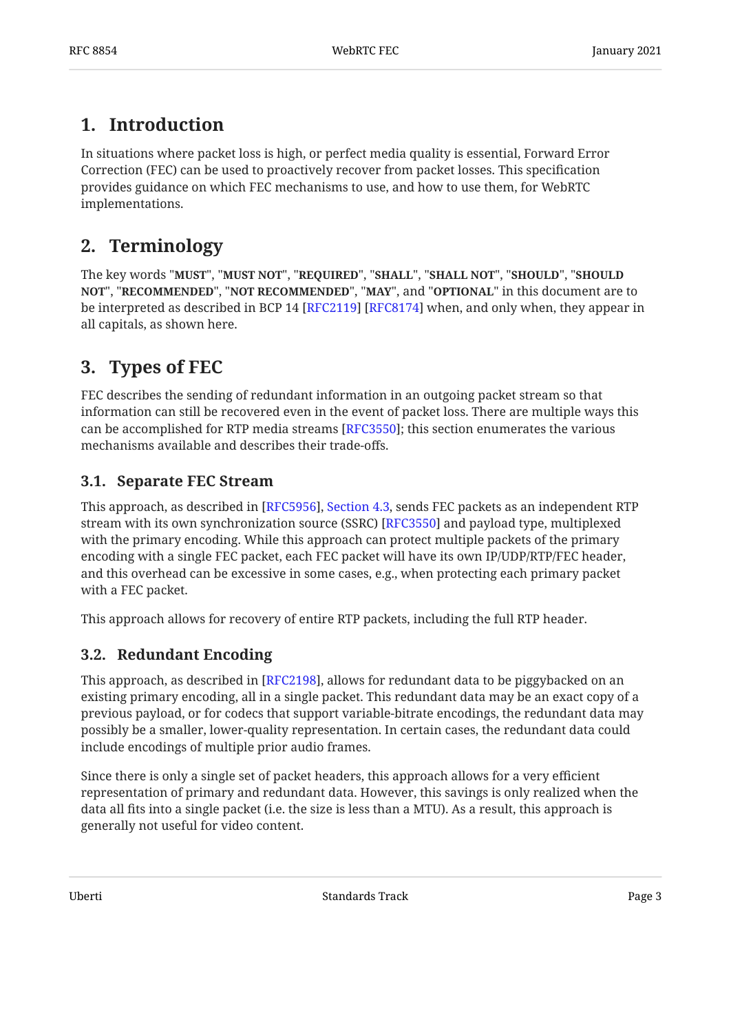## 1. Introduction

In situations where packet loss is high, or perfect media quality is essential, Forward Error Correction (FEC) can be used to proactively recover from packet losses. This specification provides guidance on which FEC mechanisms to use, and how to use them, for WebRTC implementations.

## 2. Terminology

The key words "**MUST**", "**MUST NOT**", "**REQUIRED**", "**SHALL**", "**SHALL NOT**", "**SHOULD**", "**SHOULD NOT**", "**RECOMMENDED**", "**NOT RECOMMENDED**", "**MAY**", and "**OPTIONAL**" in this document are to be interpreted as described in BCP 14 [RFC2119] [RFC8174] when, and only when, they appear in all capitals, as shown here.

## 3. Types of FEC

FEC describes the sending of redundant information in an outgoing packet stream so that information can still be recovered even in the event of packet loss. There are multiple ways this can be accomplished for RTP media streams [RFC3550]; this section enumerates the various mechanisms available and describes their trade-offs.

### 3.1. Separate FEC Stream

This approach, as described in [RFC5956], Section 4.3, sends FEC packets as an independent RTP stream with its own synchronization source (SSRC) [RFC3550] and payload type, multiplexed with the primary encoding. While this approach can protect multiple packets of the primary encoding with a single FEC packet, each FEC packet will have its own IP/UDP/RTP/FEC header, and this overhead can be excessive in some cases, e.g., when protecting each primary packet with a FEC packet.

This approach allows for recovery of entire RTP packets, including the full RTP header.

### 3.2. Redundant Encoding

This approach, as described in [RFC2198], allows for redundant data to be piggybacked on an existing primary encoding, all in a single packet. This redundant data may be an exact copy of a previous payload, or for codecs that support variable-bitrate encodings, the redundant data may possibly be a smaller, lower-quality representation. In certain cases, the redundant data could include encodings of multiple prior audio frames.

Since there is only a single set of packet headers, this approach allows for a very efficient representation of primary and redundant data. However, this savings is only realized when the data all fits into a single packet (i.e. the size is less than a MTU). As a result, this approach is generally not useful for video content.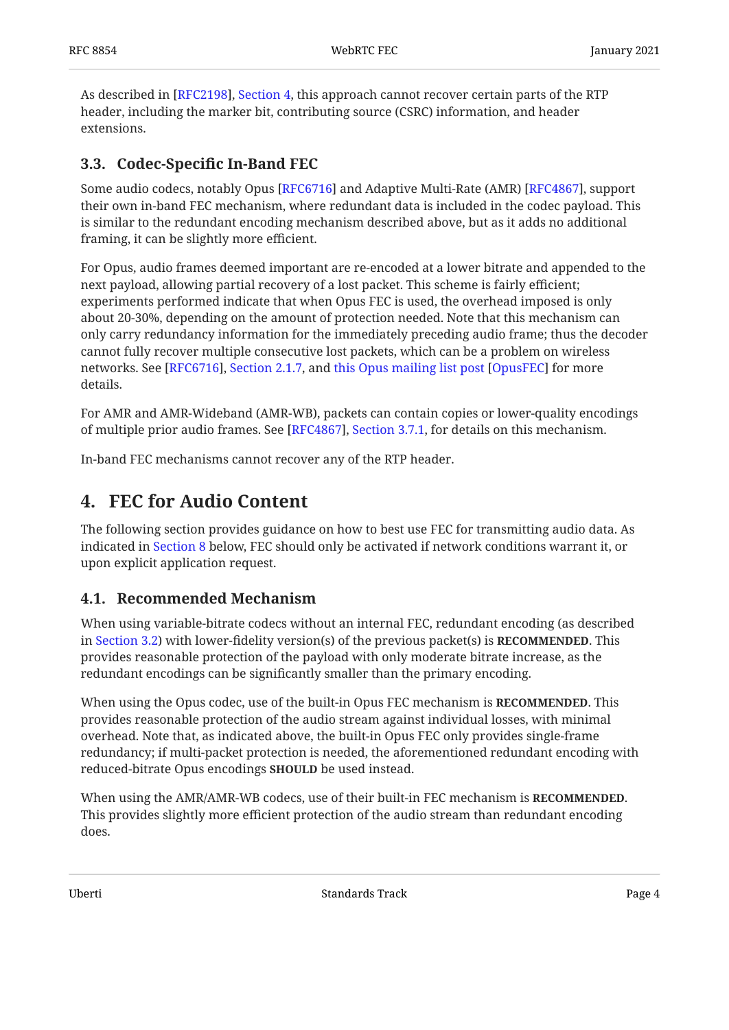As described in [RFC2198], Section 4, this approach cannot recover certain parts of the RTP header, including the marker bit, contributing source (CSRC) information, and header extensions.

### 3.3. Codec-Specific In-Band FEC

Some audio codecs, notably Opus [RFC6716] and Adaptive Multi-Rate (AMR) [RFC4867], support their own in-band FEC mechanism, where redundant data is included in the codec payload. This is similar to the redundant encoding mechanism described above, but as it adds no additional framing, it can be slightly more efficient.

For Opus, audio frames deemed important are re-encoded at a lower bitrate and appended to the next payload, allowing partial recovery of a lost packet. This scheme is fairly efficient; experiments performed indicate that when Opus FEC is used, the overhead imposed is only about 20-30%, depending on the amount of protection needed. Note that this mechanism can only carry redundancy information for the immediately preceding audio frame; thus the decoder cannot fully recover multiple consecutive lost packets, which can be a problem on wireless networks. See [RFC6716], Section 2.1.7, and this Opus mailing list post [OpusFEC] for more details.

For AMR and AMR-Wideband (AMR-WB), packets can contain copies or lower-quality encodings of multiple prior audio frames. See [RFC4867], Section 3.7.1, for details on this mechanism.

In-band FEC mechanisms cannot recover any of the RTP header.

## 4. FEC for Audio Content

The following section provides guidance on how to best use FEC for transmitting audio data. As indicated in Section 8 below, FEC should only be activated if network conditions warrant it, or upon explicit application request.

### 4.1. Recommended Mechanism

When using variable-bitrate codecs without an internal FEC, redundant encoding (as described in Section 3.2) with lower-fidelity version(s) of the previous packet(s) is **RECOMMENDED**. This provides reasonable protection of the payload with only moderate bitrate increase, as the redundant encodings can be significantly smaller than the primary encoding.

When using the Opus codec, use of the built-in Opus FEC mechanism is **RECOMMENDED**. This provides reasonable protection of the audio stream against individual losses, with minimal overhead. Note that, as indicated above, the built-in Opus FEC only provides single-frame redundancy; if multi-packet protection is needed, the aforementioned redundant encoding with reduced-bitrate Opus encodings **SHOULD** be used instead.

When using the AMR/AMR-WB codecs, use of their built-in FEC mechanism is **RECOMMENDED**. This provides slightly more efficient protection of the audio stream than redundant encoding does.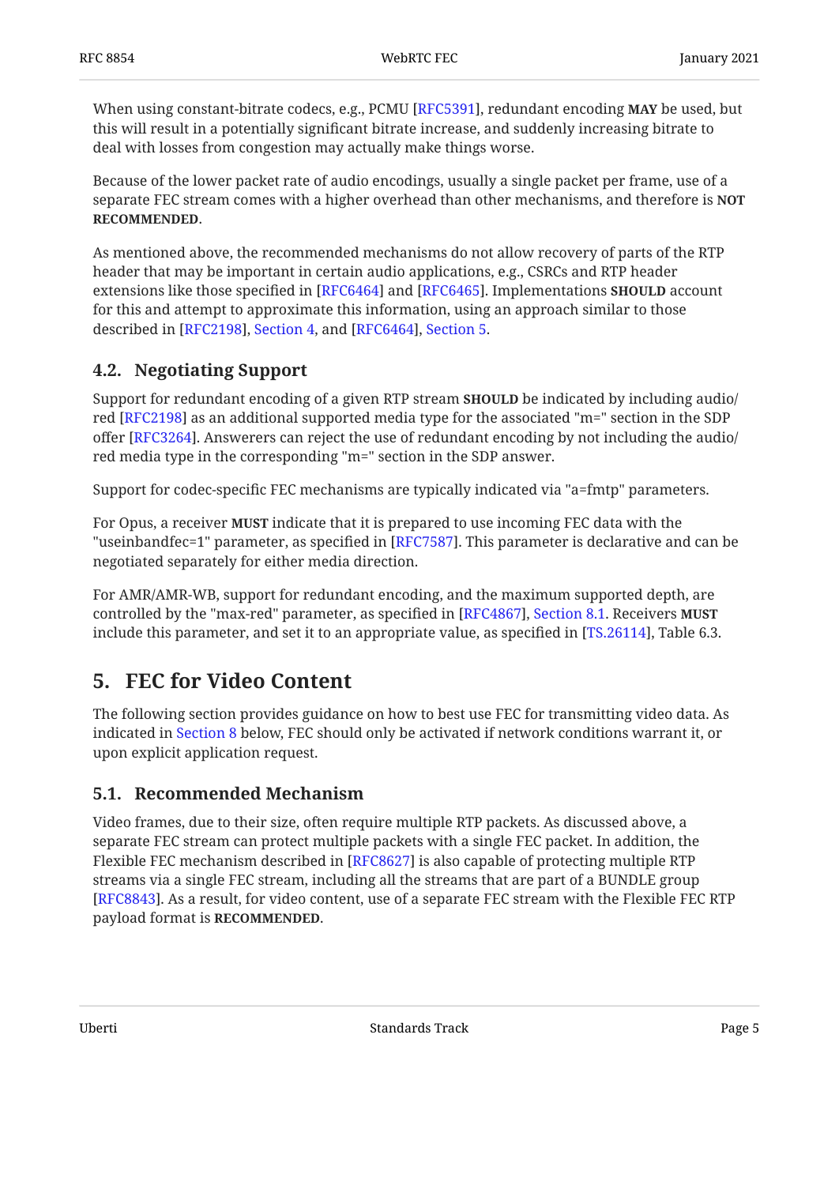When using constant-bitrate codecs, e.g., PCMU [RFC5391], redundant encoding **MAY** be used, but this will result in a potentially significant bitrate increase, and suddenly increasing bitrate to deal with losses from congestion may actually make things worse.

Because of the lower packet rate of audio encodings, usually a single packet per frame, use of a separate FEC stream comes with a higher overhead than other mechanisms, and therefore is **NOT RECOMMENDED**.

As mentioned above, the recommended mechanisms do not allow recovery of parts of the RTP header that may be important in certain audio applications, e.g., CSRCs and RTP header extensions like those specified in [RFC6464] and [RFC6465]. Implementations **SHOULD** account for this and attempt to approximate this information, using an approach similar to those described in [RFC2198], Section 4, and [RFC6464], Section 5.

### 4.2. Negotiating Support

Support for redundant encoding of a given RTP stream **SHOULD** be indicated by including audio/red [RFC2198] as an additional supported media type for the associated "m=" section in the SDP offer [RFC3264]. Answerers can reject the use of redundant encoding by not including the audio/red media type in the corresponding "m=" section in the SDP answer.

Support for codec-specific FEC mechanisms are typically indicated via "a=fmtp" parameters.

For Opus, a receiver **MUST** indicate that it is prepared to use incoming FEC data with the "useinbandfec=1" parameter, as specified in [RFC7587]. This parameter is declarative and can be negotiated separately for either media direction.

For AMR/AMR-WB, support for redundant encoding, and the maximum supported depth, are controlled by the "max-red" parameter, as specified in [RFC4867], Section 8.1. Receivers **MUST** include this parameter, and set it to an appropriate value, as specified in [TS.26114], Table 6.3.

## 5. FEC for Video Content

The following section provides guidance on how to best use FEC for transmitting video data. As indicated in Section 8 below, FEC should only be activated if network conditions warrant it, or upon explicit application request.

### 5.1. Recommended Mechanism

Video frames, due to their size, often require multiple RTP packets. As discussed above, a separate FEC stream can protect multiple packets with a single FEC packet. In addition, the Flexible FEC mechanism described in [RFC8627] is also capable of protecting multiple RTP streams via a single FEC stream, including all the streams that are part of a BUNDLE group [RFC8843]. As a result, for video content, use of a separate FEC stream with the Flexible FEC RTP payload format is **RECOMMENDED**.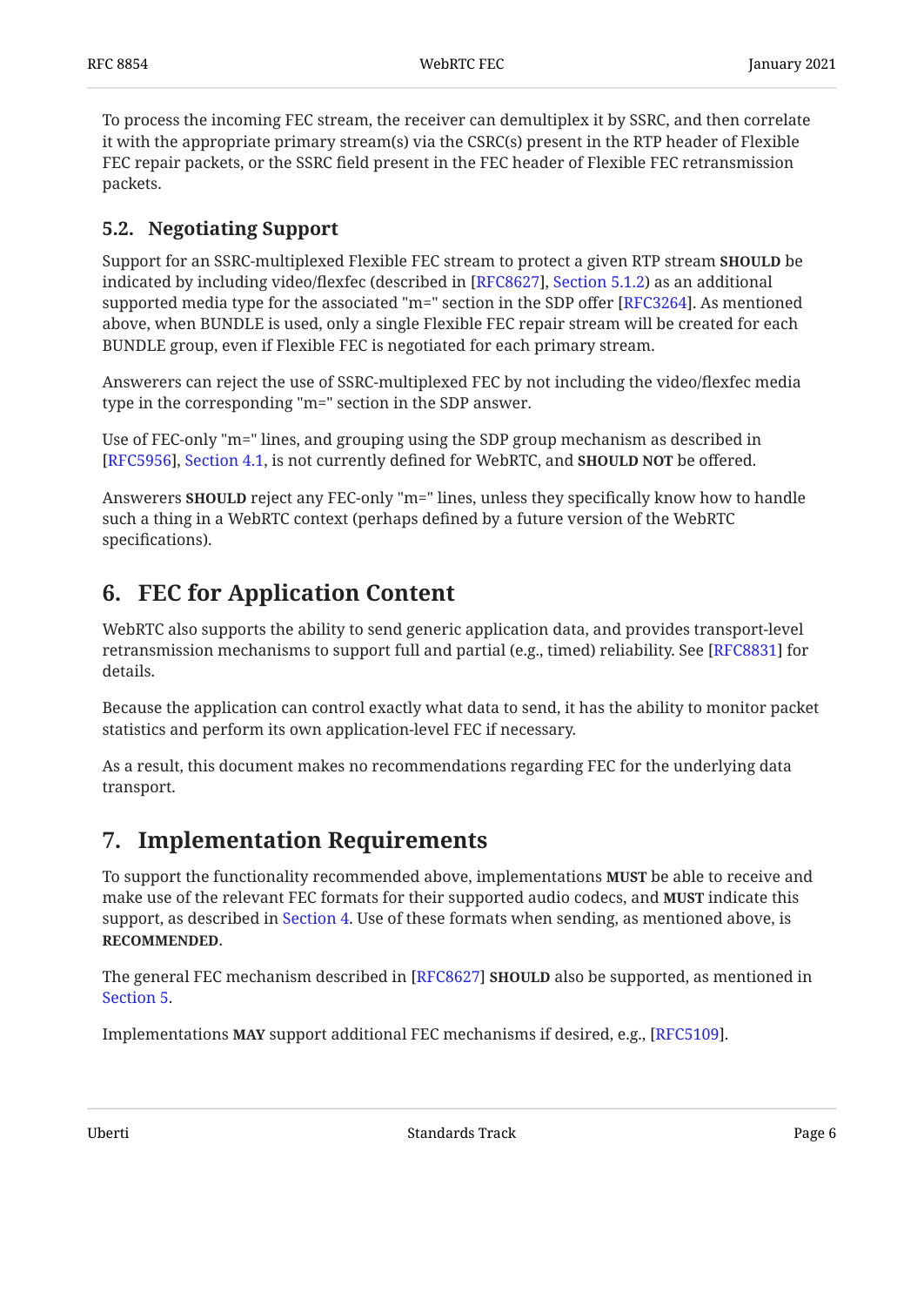To process the incoming FEC stream, the receiver can demultiplex it by SSRC, and then correlate it with the appropriate primary stream(s) via the CSRC(s) present in the RTP header of Flexible FEC repair packets, or the SSRC field present in the FEC header of Flexible FEC retransmission packets.

### 5.2. Negotiating Support

Support for an SSRC-multiplexed Flexible FEC stream to protect a given RTP stream **SHOULD** be indicated by including video/flexfec (described in [RFC8627], Section 5.1.2) as an additional supported media type for the associated "m=" section in the SDP offer [RFC3264]. As mentioned above, when BUNDLE is used, only a single Flexible FEC repair stream will be created for each BUNDLE group, even if Flexible FEC is negotiated for each primary stream.

Answerers can reject the use of SSRC-multiplexed FEC by not including the video/flexfec media type in the corresponding "m=" section in the SDP answer.

Use of FEC-only "m=" lines, and grouping using the SDP group mechanism as described in [RFC5956], Section 4.1, is not currently defined for WebRTC, and **SHOULD NOT** be offered.

Answerers **SHOULD** reject any FEC-only "m=" lines, unless they specifically know how to handle such a thing in a WebRTC context (perhaps defined by a future version of the WebRTC specifications).

## 6. FEC for Application Content

WebRTC also supports the ability to send generic application data, and provides transport-level retransmission mechanisms to support full and partial (e.g., timed) reliability. See [RFC8831] for details.

Because the application can control exactly what data to send, it has the ability to monitor packet statistics and perform its own application-level FEC if necessary.

As a result, this document makes no recommendations regarding FEC for the underlying data transport.

## 7. Implementation Requirements

To support the functionality recommended above, implementations **MUST** be able to receive and make use of the relevant FEC formats for their supported audio codecs, and **MUST** indicate this support, as described in Section 4. Use of these formats when sending, as mentioned above, is **RECOMMENDED**.

The general FEC mechanism described in [RFC8627] **SHOULD** also be supported, as mentioned in Section 5.

Implementations **MAY** support additional FEC mechanisms if desired, e.g., [RFC5109].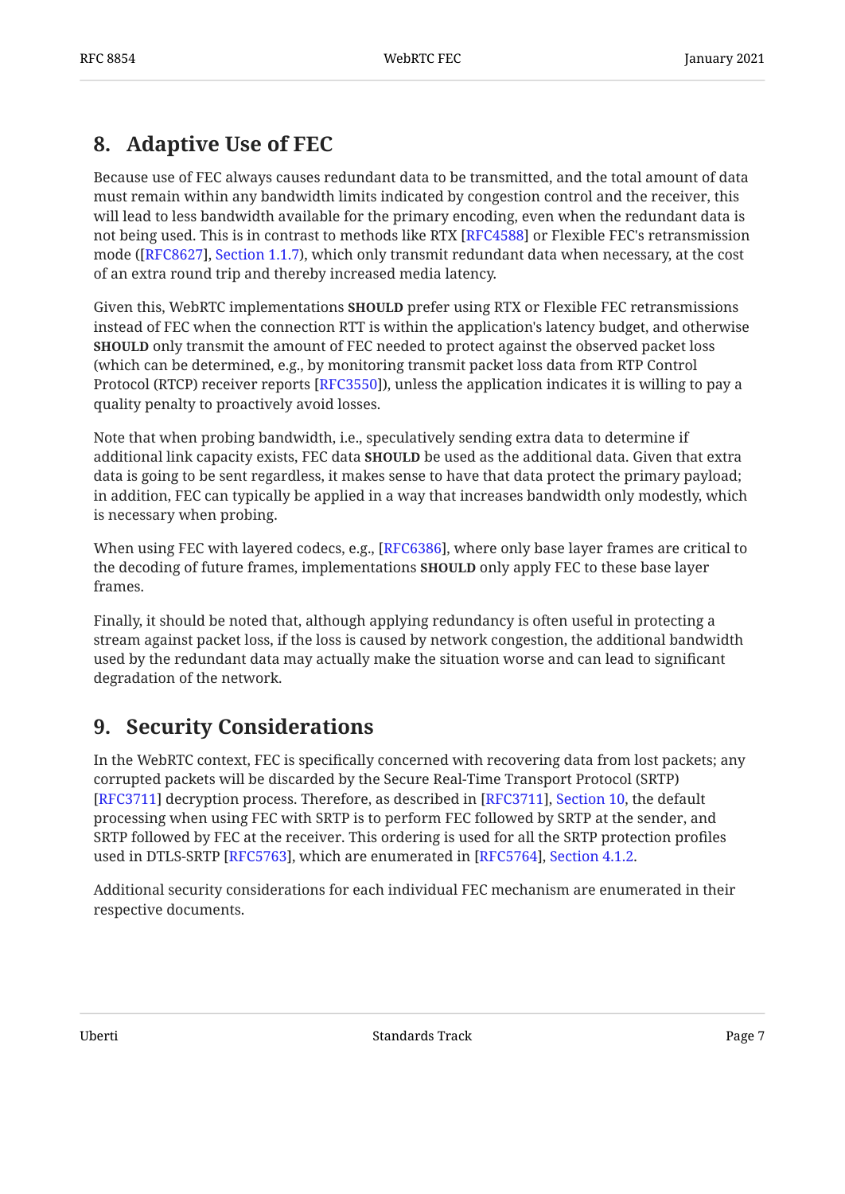## 8. Adaptive Use of FEC

Because use of FEC always causes redundant data to be transmitted, and the total amount of data must remain within any bandwidth limits indicated by congestion control and the receiver, this will lead to less bandwidth available for the primary encoding, even when the redundant data is not being used. This is in contrast to methods like RTX [RFC4588] or Flexible FEC's retransmission mode ([RFC8627], Section 1.1.7), which only transmit redundant data when necessary, at the cost of an extra round trip and thereby increased media latency.

Given this, WebRTC implementations **SHOULD** prefer using RTX or Flexible FEC retransmissions instead of FEC when the connection RTT is within the application's latency budget, and otherwise **SHOULD** only transmit the amount of FEC needed to protect against the observed packet loss (which can be determined, e.g., by monitoring transmit packet loss data from RTP Control Protocol (RTCP) receiver reports [RFC3550]), unless the application indicates it is willing to pay a quality penalty to proactively avoid losses.

Note that when probing bandwidth, i.e., speculatively sending extra data to determine if additional link capacity exists, FEC data **SHOULD** be used as the additional data. Given that extra data is going to be sent regardless, it makes sense to have that data protect the primary payload; in addition, FEC can typically be applied in a way that increases bandwidth only modestly, which is necessary when probing.

When using FEC with layered codecs, e.g., [RFC6386], where only base layer frames are critical to the decoding of future frames, implementations **SHOULD** only apply FEC to these base layer frames.

Finally, it should be noted that, although applying redundancy is often useful in protecting a stream against packet loss, if the loss is caused by network congestion, the additional bandwidth used by the redundant data may actually make the situation worse and can lead to significant degradation of the network.

## 9. Security Considerations

In the WebRTC context, FEC is specifically concerned with recovering data from lost packets; any corrupted packets will be discarded by the Secure Real-Time Transport Protocol (SRTP) [RFC3711] decryption process. Therefore, as described in [RFC3711], Section 10, the default processing when using FEC with SRTP is to perform FEC followed by SRTP at the sender, and SRTP followed by FEC at the receiver. This ordering is used for all the SRTP protection profiles used in DTLS-SRTP [RFC5763], which are enumerated in [RFC5764], Section 4.1.2.

Additional security considerations for each individual FEC mechanism are enumerated in their respective documents.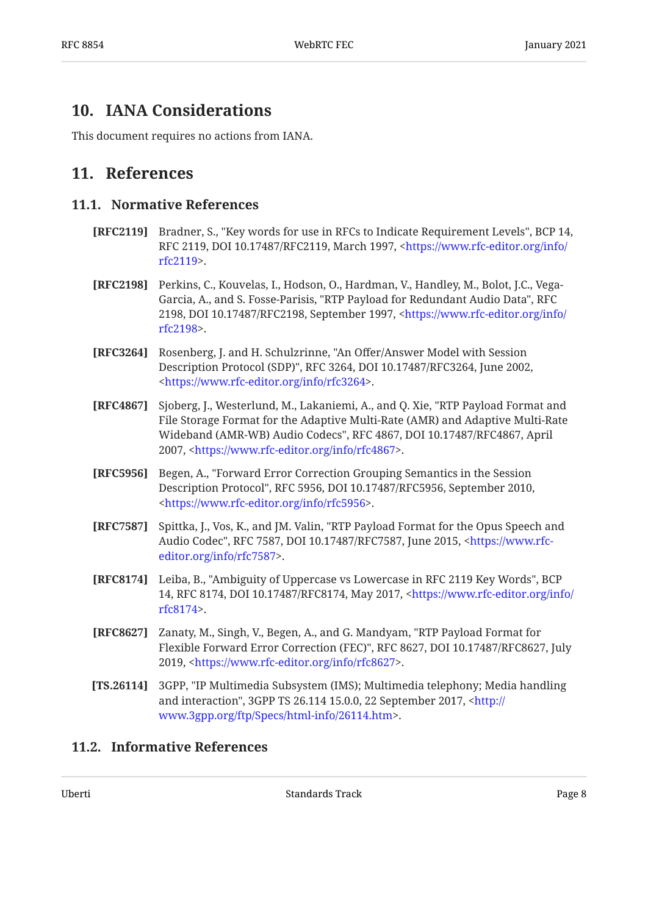## 10. IANA Considerations

This document requires no actions from IANA.

## 11. References

### 11.1. Normative References

**[RFC2119]** Bradner, S., "Key words for use in RFCs to Indicate Requirement Levels", BCP 14, RFC 2119, DOI 10.17487/RFC2119, March 1997, <https://www.rfc-editor.org/info/rfc2119>.

**[RFC2198]** Perkins, C., Kouvelas, I., Hodson, O., Hardman, V., Handley, M., Bolot, J.C., Vega-Garcia, A., and S. Fosse-Parisis, "RTP Payload for Redundant Audio Data", RFC 2198, DOI 10.17487/RFC2198, September 1997, <https://www.rfc-editor.org/info/rfc2198>.

**[RFC3264]** Rosenberg, J. and H. Schulzrinne, "An Offer/Answer Model with Session Description Protocol (SDP)", RFC 3264, DOI 10.17487/RFC3264, June 2002, <https://www.rfc-editor.org/info/rfc3264>.

**[RFC4867]** Sjoberg, J., Westerlund, M., Lakaniemi, A., and Q. Xie, "RTP Payload Format and File Storage Format for the Adaptive Multi-Rate (AMR) and Adaptive Multi-Rate Wideband (AMR-WB) Audio Codecs", RFC 4867, DOI 10.17487/RFC4867, April 2007, <https://www.rfc-editor.org/info/rfc4867>.

**[RFC5956]** Begen, A., "Forward Error Correction Grouping Semantics in the Session Description Protocol", RFC 5956, DOI 10.17487/RFC5956, September 2010, <https://www.rfc-editor.org/info/rfc5956>.

**[RFC7587]** Spittka, J., Vos, K., and JM. Valin, "RTP Payload Format for the Opus Speech and Audio Codec", RFC 7587, DOI 10.17487/RFC7587, June 2015, <https://www.rfc-editor.org/info/rfc7587>.

**[RFC8174]** Leiba, B., "Ambiguity of Uppercase vs Lowercase in RFC 2119 Key Words", BCP 14, RFC 8174, DOI 10.17487/RFC8174, May 2017, <https://www.rfc-editor.org/info/rfc8174>.

**[RFC8627]** Zanaty, M., Singh, V., Begen, A., and G. Mandyam, "RTP Payload Format for Flexible Forward Error Correction (FEC)", RFC 8627, DOI 10.17487/RFC8627, July 2019, <https://www.rfc-editor.org/info/rfc8627>.

**[TS.26114]** 3GPP, "IP Multimedia Subsystem (IMS); Multimedia telephony; Media handling and interaction", 3GPP TS 26.114 15.0.0, 22 September 2017, <http://www.3gpp.org/ftp/Specs/html-info/26114.htm>.

### 11.2. Informative References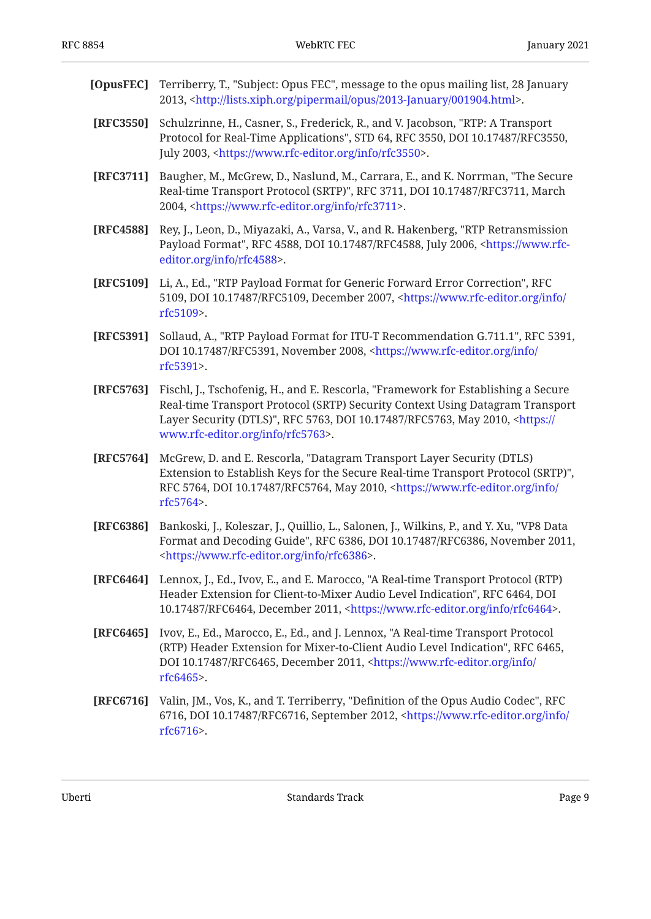**[OpusFEC]** Terriberry, T., "Subject: Opus FEC", message to the opus mailing list, 28 January 2013, <http://lists.xiph.org/pipermail/opus/2013-January/001904.html>.

**[RFC3550]** Schulzrinne, H., Casner, S., Frederick, R., and V. Jacobson, "RTP: A Transport Protocol for Real-Time Applications", STD 64, RFC 3550, DOI 10.17487/RFC3550, July 2003, <https://www.rfc-editor.org/info/rfc3550>.

**[RFC3711]** Baugher, M., McGrew, D., Naslund, M., Carrara, E., and K. Norrman, "The Secure Real-time Transport Protocol (SRTP)", RFC 3711, DOI 10.17487/RFC3711, March 2004, <https://www.rfc-editor.org/info/rfc3711>.

**[RFC4588]** Rey, J., Leon, D., Miyazaki, A., Varsa, V., and R. Hakenberg, "RTP Retransmission Payload Format", RFC 4588, DOI 10.17487/RFC4588, July 2006, <https://www.rfc-editor.org/info/rfc4588>.

**[RFC5109]** Li, A., Ed., "RTP Payload Format for Generic Forward Error Correction", RFC 5109, DOI 10.17487/RFC5109, December 2007, <https://www.rfc-editor.org/info/rfc5109>.

**[RFC5391]** Sollaud, A., "RTP Payload Format for ITU-T Recommendation G.711.1", RFC 5391, DOI 10.17487/RFC5391, November 2008, <https://www.rfc-editor.org/info/rfc5391>.

**[RFC5763]** Fischl, J., Tschofenig, H., and E. Rescorla, "Framework for Establishing a Secure Real-time Transport Protocol (SRTP) Security Context Using Datagram Transport Layer Security (DTLS)", RFC 5763, DOI 10.17487/RFC5763, May 2010, <https://www.rfc-editor.org/info/rfc5763>.

**[RFC5764]** McGrew, D. and E. Rescorla, "Datagram Transport Layer Security (DTLS) Extension to Establish Keys for the Secure Real-time Transport Protocol (SRTP)", RFC 5764, DOI 10.17487/RFC5764, May 2010, <https://www.rfc-editor.org/info/rfc5764>.

**[RFC6386]** Bankoski, J., Koleszar, J., Quillio, L., Salonen, J., Wilkins, P., and Y. Xu, "VP8 Data Format and Decoding Guide", RFC 6386, DOI 10.17487/RFC6386, November 2011, <https://www.rfc-editor.org/info/rfc6386>.

**[RFC6464]** Lennox, J., Ed., Ivov, E., and E. Marocco, "A Real-time Transport Protocol (RTP) Header Extension for Client-to-Mixer Audio Level Indication", RFC 6464, DOI 10.17487/RFC6464, December 2011, <https://www.rfc-editor.org/info/rfc6464>.

**[RFC6465]** Ivov, E., Ed., Marocco, E., Ed., and J. Lennox, "A Real-time Transport Protocol (RTP) Header Extension for Mixer-to-Client Audio Level Indication", RFC 6465, DOI 10.17487/RFC6465, December 2011, <https://www.rfc-editor.org/info/rfc6465>.

**[RFC6716]** Valin, JM., Vos, K., and T. Terriberry, "Definition of the Opus Audio Codec", RFC 6716, DOI 10.17487/RFC6716, September 2012, <https://www.rfc-editor.org/info/rfc6716>.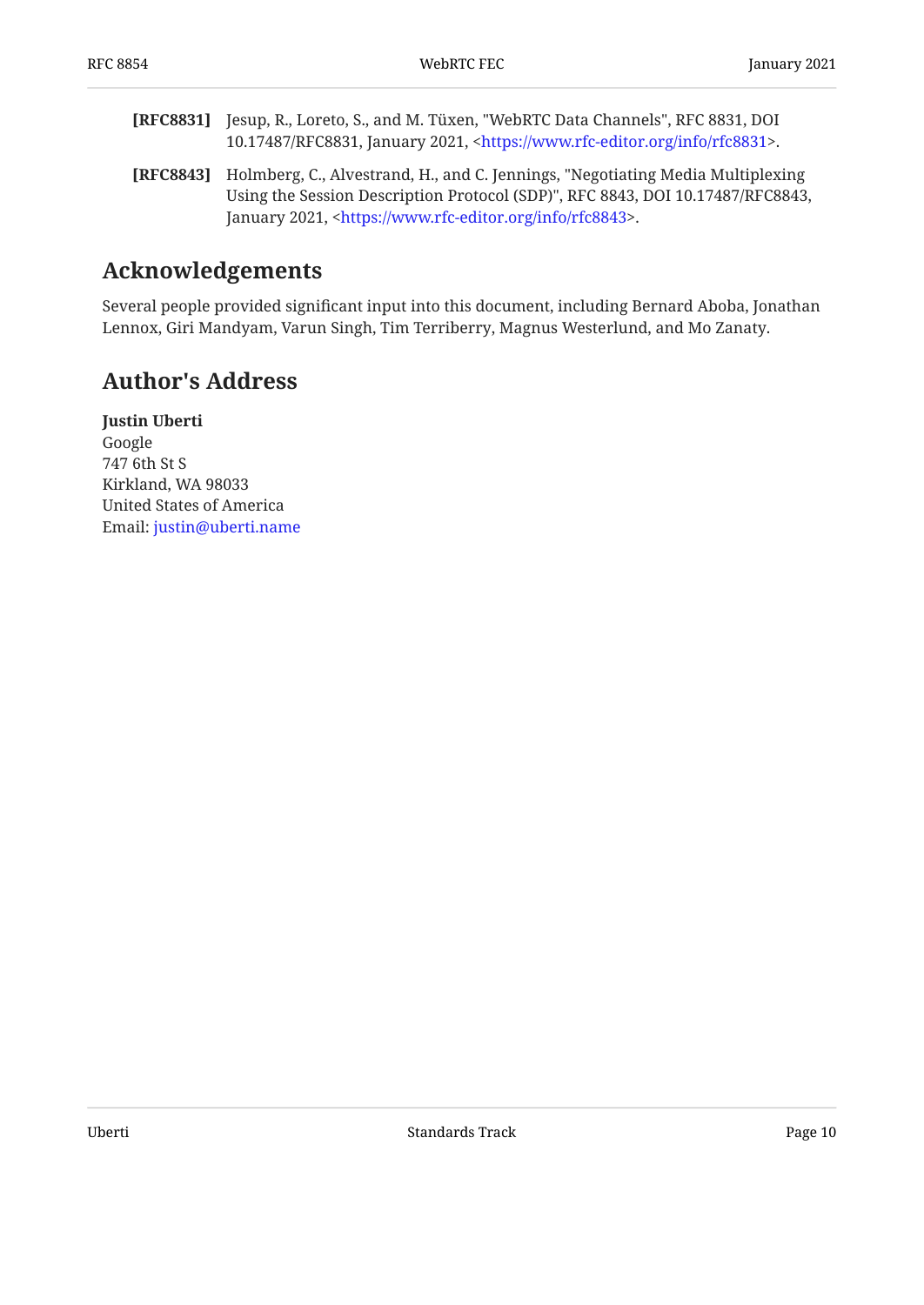**[RFC8831]** Jesup, R., Loreto, S., and M. Tüxen, "WebRTC Data Channels", RFC 8831, DOI 10.17487/RFC8831, January 2021, <https://www.rfc-editor.org/info/rfc8831>.

**[RFC8843]** Holmberg, C., Alvestrand, H., and C. Jennings, "Negotiating Media Multiplexing Using the Session Description Protocol (SDP)", RFC 8843, DOI 10.17487/RFC8843, January 2021, <https://www.rfc-editor.org/info/rfc8843>.

## Acknowledgements

Several people provided significant input into this document, including Bernard Aboba, Jonathan Lennox, Giri Mandyam, Varun Singh, Tim Terriberry, Magnus Westerlund, and Mo Zanaty.

## Author's Address

**Justin Uberti**
Google
747 6th St S
Kirkland, WA 98033
United States of America
Email: justin@uberti.name